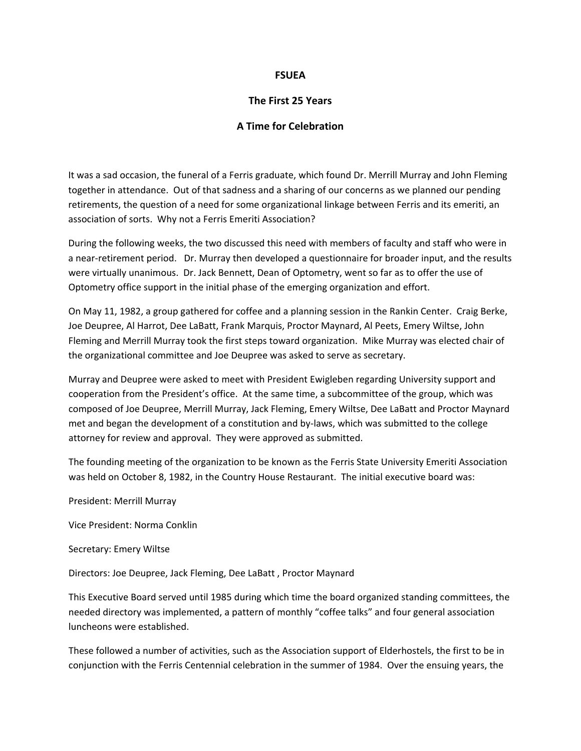# FSUEA

## The First 25 Years

## A Time for Celebration

It was a sad occasion, the funeral of a Ferris graduate, which found Dr. Merrill Murray and John Fleming together in attendance. Out of that sadness and a sharing of our concerns as we planned our pending retirements, the question of a need for some organizational linkage between Ferris and its emeriti, an association of sorts. Why not a Ferris Emeriti Association?

During the following weeks, the two discussed this need with members of faculty and staff who were in a near-retirement period. Dr. Murray then developed a questionnaire for broader input, and the results were virtually unanimous. Dr. Jack Bennett, Dean of Optometry, went so far as to offer the use of Optometry office support in the initial phase of the emerging organization and effort.

On May 11, 1982, a group gathered for coffee and a planning session in the Rankin Center. Craig Berke, Joe Deupree, Al Harrot, Dee LaBatt, Frank Marquis, Proctor Maynard, Al Peets, Emery Wiltse, John Fleming and Merrill Murray took the first steps toward organization. Mike Murray was elected chair of the organizational committee and Joe Deupree was asked to serve as secretary.

Murray and Deupree were asked to meet with President Ewigleben regarding University support and cooperation from the President's office. At the same time, a subcommittee of the group, which was composed of Joe Deupree, Merrill Murray, Jack Fleming, Emery Wiltse, Dee LaBatt and Proctor Maynard met and began the development of a constitution and by-laws, which was submitted to the college attorney for review and approval. They were approved as submitted.

The founding meeting of the organization to be known as the Ferris State University Emeriti Association was held on October 8, 1982, in the Country House Restaurant. The initial executive board was:

President: Merrill Murray

Vice President: Norma Conklin

Secretary: Emery Wiltse

Directors: Joe Deupree, Jack Fleming, Dee LaBatt , Proctor Maynard

This Executive Board served until 1985 during which time the board organized standing committees, the needed directory was implemented, a pattern of monthly "coffee talks" and four general association luncheons were established.

These followed a number of activities, such as the Association support of Elderhostels, the first to be in conjunction with the Ferris Centennial celebration in the summer of 1984. Over the ensuing years, the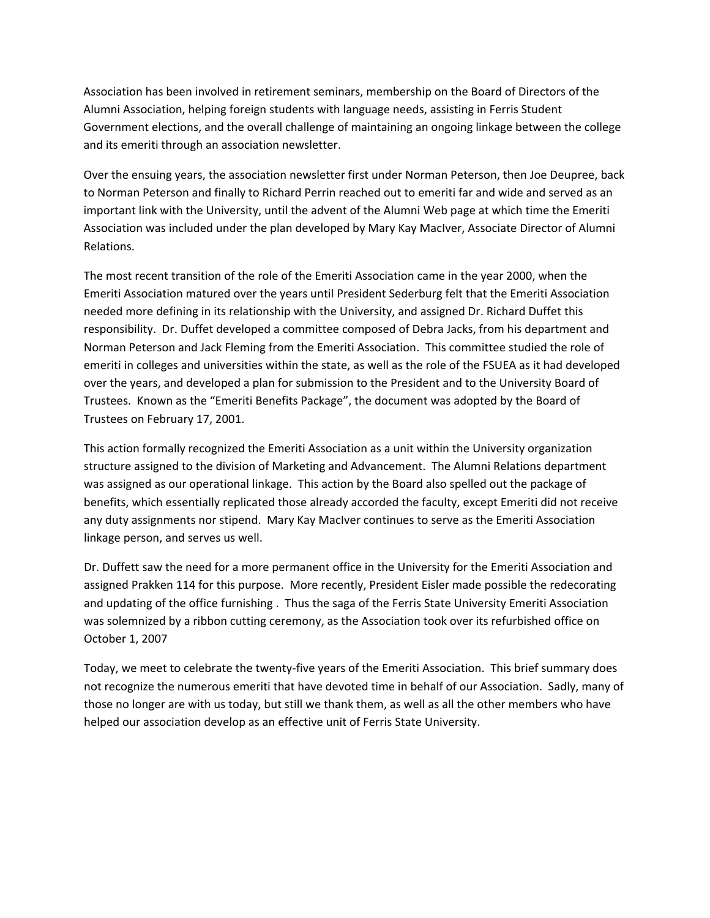Association has been involved in retirement seminars, membership on the Board of Directors of the Alumni Association, helping foreign students with language needs, assisting in Ferris Student Government elections, and the overall challenge of maintaining an ongoing linkage between the college and its emeriti through an association newsletter.

Over the ensuing years, the association newsletter first under Norman Peterson, then Joe Deupree, back to Norman Peterson and finally to Richard Perrin reached out to emeriti far and wide and served as an important link with the University, until the advent of the Alumni Web page at which time the Emeriti Association was included under the plan developed by Mary Kay MacIver, Associate Director of Alumni Relations.

The most recent transition of the role of the Emeriti Association came in the year 2000, when the Emeriti Association matured over the years until President Sederburg felt that the Emeriti Association needed more defining in its relationship with the University, and assigned Dr. Richard Duffet this responsibility. Dr. Duffet developed a committee composed of Debra Jacks, from his department and Norman Peterson and Jack Fleming from the Emeriti Association. This committee studied the role of emeriti in colleges and universities within the state, as well as the role of the FSUEA as it had developed over the years, and developed a plan for submission to the President and to the University Board of Trustees. Known as the "Emeriti Benefits Package", the document was adopted by the Board of Trustees on February 17, 2001.

This action formally recognized the Emeriti Association as a unit within the University organization structure assigned to the division of Marketing and Advancement. The Alumni Relations department was assigned as our operational linkage. This action by the Board also spelled out the package of benefits, which essentially replicated those already accorded the faculty, except Emeriti did not receive any duty assignments nor stipend. Mary Kay MacIver continues to serve as the Emeriti Association linkage person, and serves us well.

Dr. Duffett saw the need for a more permanent office in the University for the Emeriti Association and assigned Prakken 114 for this purpose. More recently, President Eisler made possible the redecorating and updating of the office furnishing . Thus the saga of the Ferris State University Emeriti Association was solemnized by a ribbon cutting ceremony, as the Association took over its refurbished office on October 1, 2007

Today, we meet to celebrate the twenty-five years of the Emeriti Association. This brief summary does not recognize the numerous emeriti that have devoted time in behalf of our Association. Sadly, many of those no longer are with us today, but still we thank them, as well as all the other members who have helped our association develop as an effective unit of Ferris State University.